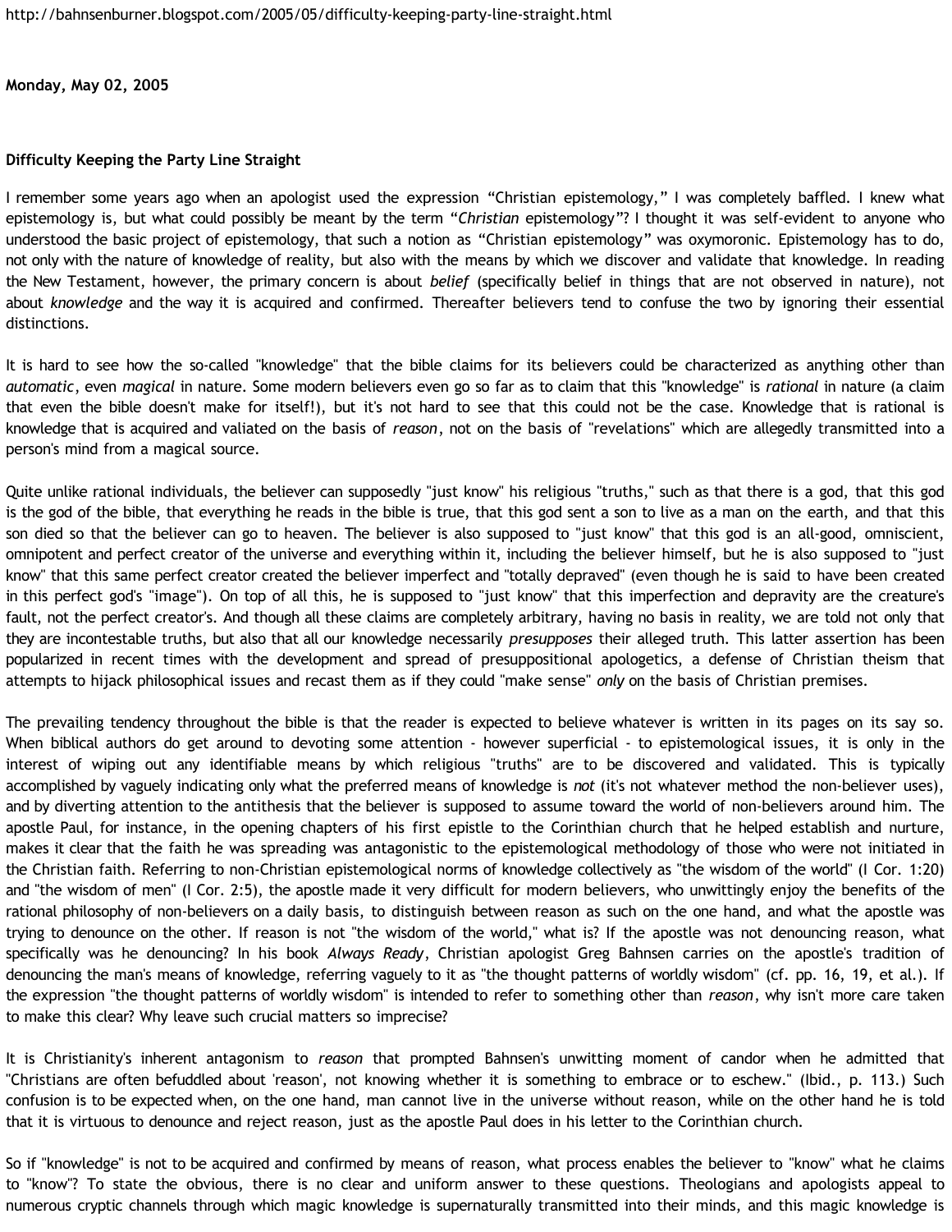http://bahnsenburner.blogspot.com/2005/05/difficulty-keeping-party-line-straight.html

**Monday, May 02, 2005**

**Difficulty Keeping the Party Line Straight**

I remember some years ago when an apologist used the expression "Christian epistemology," I was completely baffled. I knew what epistemology is, but what could possibly be meant by the term "*Christian* epistemology"? I thought it was self-evident to anyone who understood the basic project of epistemology, that such a notion as "Christian epistemology" was oxymoronic. Epistemology has to do, not only with the nature of knowledge of reality, but also with the means by which we discover and validate that knowledge. In reading the New Testament, however, the primary concern is about *belief* (specifically belief in things that are not observed in nature), not about *knowledge* and the way it is acquired and confirmed. Thereafter believers tend to confuse the two by ignoring their essential distinctions.

It is hard to see how the so-called "knowledge" that the bible claims for its believers could be characterized as anything other than *automatic*, even *magical* in nature. Some modern believers even go so far as to claim that this "knowledge" is *rational* in nature (a claim that even the bible doesn't make for itself!), but it's not hard to see that this could not be the case. Knowledge that is rational is knowledge that is acquired and valiated on the basis of *reason*, not on the basis of "revelations" which are allegedly transmitted into a person's mind from a magical source.

Quite unlike rational individuals, the believer can supposedly "just know" his religious "truths," such as that there is a god, that this god is the god of the bible, that everything he reads in the bible is true, that this god sent a son to live as a man on the earth, and that this son died so that the believer can go to heaven. The believer is also supposed to "just know" that this god is an all-good, omniscient, omnipotent and perfect creator of the universe and everything within it, including the believer himself, but he is also supposed to "just know" that this same perfect creator created the believer imperfect and "totally depraved" (even though he is said to have been created in this perfect god's "image"). On top of all this, he is supposed to "just know" that this imperfection and depravity are the creature's fault, not the perfect creator's. And though all these claims are completely arbitrary, having no basis in reality, we are told not only that they are incontestable truths, but also that all our knowledge necessarily *presupposes* their alleged truth. This latter assertion has been popularized in recent times with the development and spread of presuppositional apologetics, a defense of Christian theism that attempts to hijack philosophical issues and recast them as if they could "make sense" *only* on the basis of Christian premises.

The prevailing tendency throughout the bible is that the reader is expected to believe whatever is written in its pages on its say so. When biblical authors do get around to devoting some attention - however superficial - to epistemological issues, it is only in the interest of wiping out any identifiable means by which religious "truths" are to be discovered and validated. This is typically accomplished by vaguely indicating only what the preferred means of knowledge is *not* (it's not whatever method the non-believer uses), and by diverting attention to the antithesis that the believer is supposed to assume toward the world of non-believers around him. The apostle Paul, for instance, in the opening chapters of his first epistle to the Corinthian church that he helped establish and nurture, makes it clear that the faith he was spreading was antagonistic to the epistemological methodology of those who were not initiated in the Christian faith. Referring to non-Christian epistemological norms of knowledge collectively as "the wisdom of the world" (I Cor. 1:20) and "the wisdom of men" (I Cor. 2:5), the apostle made it very difficult for modern believers, who unwittingly enjoy the benefits of the rational philosophy of non-believers on a daily basis, to distinguish between reason as such on the one hand, and what the apostle was trying to denounce on the other. If reason is not "the wisdom of the world," what is? If the apostle was not denouncing reason, what specifically was he denouncing? In his book *Always Ready*, Christian apologist Greg Bahnsen carries on the apostle's tradition of denouncing the man's means of knowledge, referring vaguely to it as "the thought patterns of worldly wisdom" (cf. pp. 16, 19, et al.). If the expression "the thought patterns of worldly wisdom" is intended to refer to something other than *reason*, why isn't more care taken to make this clear? Why leave such crucial matters so imprecise?

It is Christianity's inherent antagonism to *reason* that prompted Bahnsen's unwitting moment of candor when he admitted that "Christians are often befuddled about 'reason', not knowing whether it is something to embrace or to eschew." (Ibid., p. 113.) Such confusion is to be expected when, on the one hand, man cannot live in the universe without reason, while on the other hand he is told that it is virtuous to denounce and reject reason, just as the apostle Paul does in his letter to the Corinthian church.

So if "knowledge" is not to be acquired and confirmed by means of reason, what process enables the believer to "know" what he claims to "know"? To state the obvious, there is no clear and uniform answer to these questions. Theologians and apologists appeal to numerous cryptic channels through which magic knowledge is supernaturally transmitted into their minds, and this magic knowledge is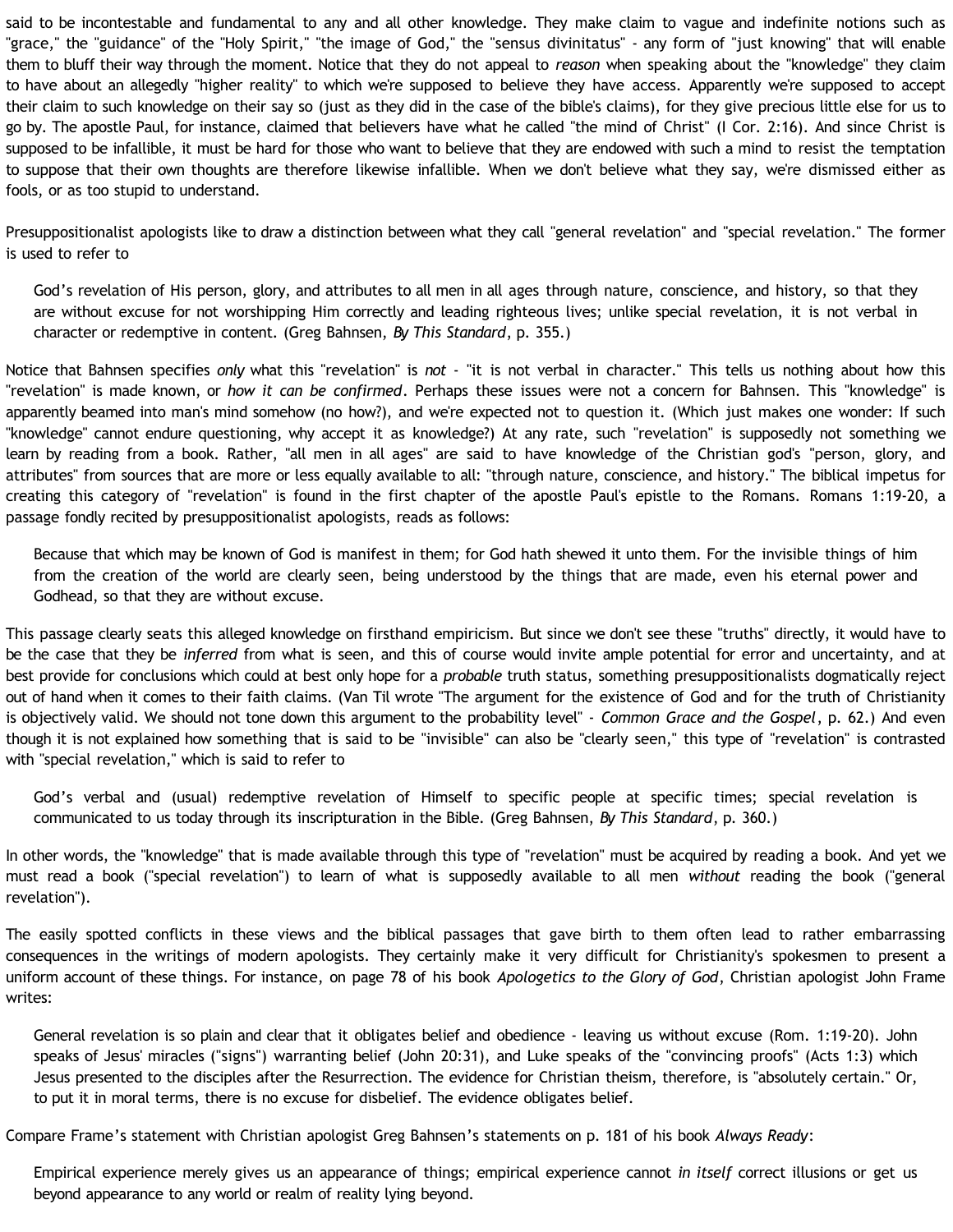said to be incontestable and fundamental to any and all other knowledge. They make claim to vague and indefinite notions such as "grace," the "guidance" of the "Holy Spirit," "the image of God," the "sensus divinitatus" - any form of "just knowing" that will enable them to bluff their way through the moment. Notice that they do not appeal to *reason* when speaking about the "knowledge" they claim to have about an allegedly "higher reality" to which we're supposed to believe they have access. Apparently we're supposed to accept their claim to such knowledge on their say so (just as they did in the case of the bible's claims), for they give precious little else for us to go by. The apostle Paul, for instance, claimed that believers have what he called "the mind of Christ" (I Cor. 2:16). And since Christ is supposed to be infallible, it must be hard for those who want to believe that they are endowed with such a mind to resist the temptation to suppose that their own thoughts are therefore likewise infallible. When we don't believe what they say, we're dismissed either as fools, or as too stupid to understand.

Presuppositionalist apologists like to draw a distinction between what they call "general revelation" and "special revelation." The former is used to refer to

> God's revelation of His person, glory, and attributes to all men in all ages through nature, conscience, and history, so that they are without excuse for not worshipping Him correctly and leading righteous lives; unlike special revelation, it is not verbal in character or redemptive in content. (Greg Bahnsen, *By This Standard*, p. 355.)

Notice that Bahnsen specifies *only* what this "revelation" is *not* - "it is not verbal in character." This tells us nothing about how this "revelation" is made known, or *how it can be confirmed*. Perhaps these issues were not a concern for Bahnsen. This "knowledge" is apparently beamed into man's mind somehow (no how?), and we're expected not to question it. (Which just makes one wonder: If such "knowledge" cannot endure questioning, why accept it as knowledge?) At any rate, such "revelation" is supposedly not something we learn by reading from a book. Rather, "all men in all ages" are said to have knowledge of the Christian god's "person, glory, and attributes" from sources that are more or less equally available to all: "through nature, conscience, and history." The biblical impetus for creating this category of "revelation" is found in the first chapter of the apostle Paul's epistle to the Romans. Romans 1:19-20, a passage fondly recited by presuppositionalist apologists, reads as follows:

> Because that which may be known of God is manifest in them; for God hath shewed it unto them. For the invisible things of him from the creation of the world are clearly seen, being understood by the things that are made, even his eternal power and Godhead, so that they are without excuse.

This passage clearly seats this alleged knowledge on firsthand empiricism. But since we don't see these "truths" directly, it would have to be the case that they be *inferred* from what is seen, and this of course would invite ample potential for error and uncertainty, and at best provide for conclusions which could at best only hope for a *probable* truth status, something presuppositionalists dogmatically reject out of hand when it comes to their faith claims. (Van Til wrote "The argument for the existence of God and for the truth of Christianity is objectively valid. We should not tone down this argument to the probability level" - *Common Grace and the Gospel*, p. 62.) And even though it is not explained how something that is said to be "invisible" can also be "clearly seen," this type of "revelation" is contrasted with "special revelation," which is said to refer to

> God's verbal and (usual) redemptive revelation of Himself to specific people at specific times; special revelation is communicated to us today through its inscripturation in the Bible. (Greg Bahnsen, *By This Standard*, p. 360.)

In other words, the "knowledge" that is made available through this type of "revelation" must be acquired by reading a book. And yet we must read a book ("special revelation") to learn of what is supposedly available to all men *without* reading the book ("general revelation").

The easily spotted conflicts in these views and the biblical passages that gave birth to them often lead to rather embarrassing consequences in the writings of modern apologists. They certainly make it very difficult for Christianity's spokesmen to present a uniform account of these things. For instance, on page 78 of his book *Apologetics to the Glory of God*, Christian apologist John Frame writes:

> General revelation is so plain and clear that it obligates belief and obedience - leaving us without excuse (Rom. 1:19-20). John speaks of Jesus' miracles ("signs") warranting belief (John 20:31), and Luke speaks of the "convincing proofs" (Acts 1:3) which Jesus presented to the disciples after the Resurrection. The evidence for Christian theism, therefore, is "absolutely certain." Or, to put it in moral terms, there is no excuse for disbelief. The evidence obligates belief.

Compare Frame's statement with Christian apologist Greg Bahnsen's statements on p. 181 of his book *Always Ready*:

> Empirical experience merely gives us an appearance of things; empirical experience cannot *in itself* correct illusions or get us beyond appearance to any world or realm of reality lying beyond.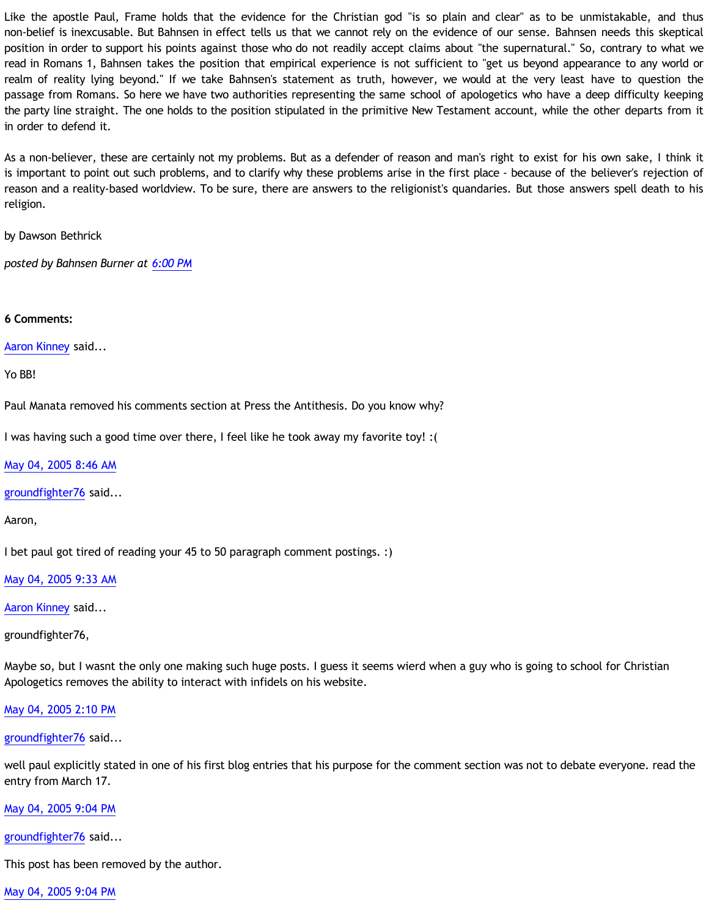Like the apostle Paul, Frame holds that the evidence for the Christian god "is so plain and clear" as to be unmistakable, and thus non-belief is inexcusable. But Bahnsen in effect tells us that we cannot rely on the evidence of our sense. Bahnsen needs this skeptical position in order to support his points against those who do not readily accept claims about "the supernatural." So, contrary to what we read in Romans 1, Bahnsen takes the position that empirical experience is not sufficient to "get us beyond appearance to any world or realm of reality lying beyond." If we take Bahnsen's statement as truth, however, we would at the very least have to question the passage from Romans. So here we have two authorities representing the same school of apologetics who have a deep difficulty keeping the party line straight. The one holds to the position stipulated in the primitive New Testament account, while the other departs from it in order to defend it.

As a non-believer, these are certainly not my problems. But as a defender of reason and man's right to exist for his own sake, I think it is important to point out such problems, and to clarify why these problems arise in the first place - because of the believer's rejection of reason and a reality-based worldview. To be sure, there are answers to the religionist's quandaries. But those answers spell death to his religion.

by Dawson Bethrick

*posted by Bahnsen Burner at 6:00 PM*

**6 Comments:**

Aaron Kinney said...

Yo BB!

Paul Manata removed his comments section at Press the Antithesis. Do you know why?

I was having such a good time over there, I feel like he took away my favorite toy! :(

May 04, 2005 8:46 AM

groundfighter76 said...

Aaron,

I bet paul got tired of reading your 45 to 50 paragraph comment postings. :)

May 04, 2005 9:33 AM

Aaron Kinney said...

groundfighter76,

Maybe so, but I wasnt the only one making such huge posts. I guess it seems wierd when a guy who is going to school for Christian Apologetics removes the ability to interact with infidels on his website.

May 04, 2005 2:10 PM

groundfighter76 said...

well paul explicitly stated in one of his first blog entries that his purpose for the comment section was not to debate everyone. read the entry from March 17.

May 04, 2005 9:04 PM

groundfighter76 said...

This post has been removed by the author.

May 04, 2005 9:04 PM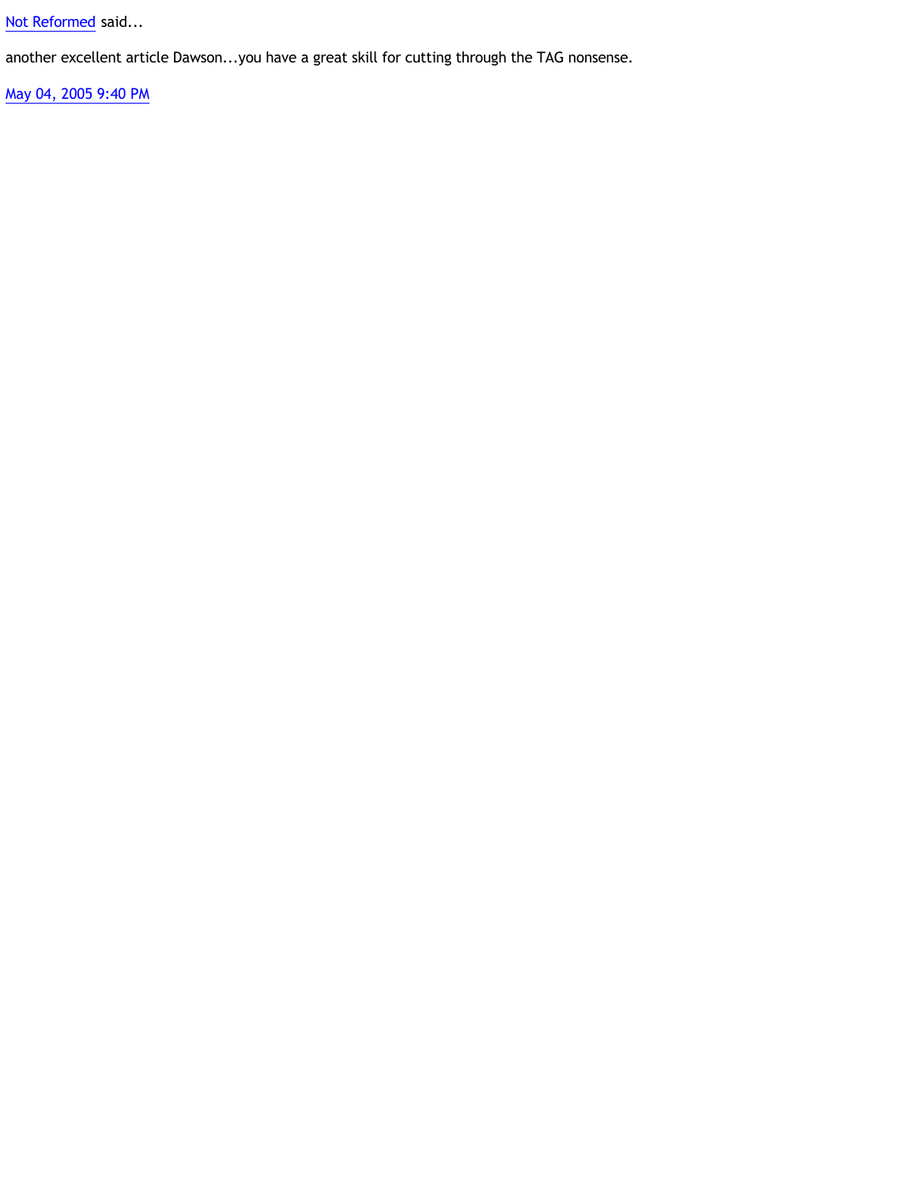Not Reformed said...

another excellent article Dawson...you have a great skill for cutting through the TAG nonsense.

May 04, 2005 9:40 PM